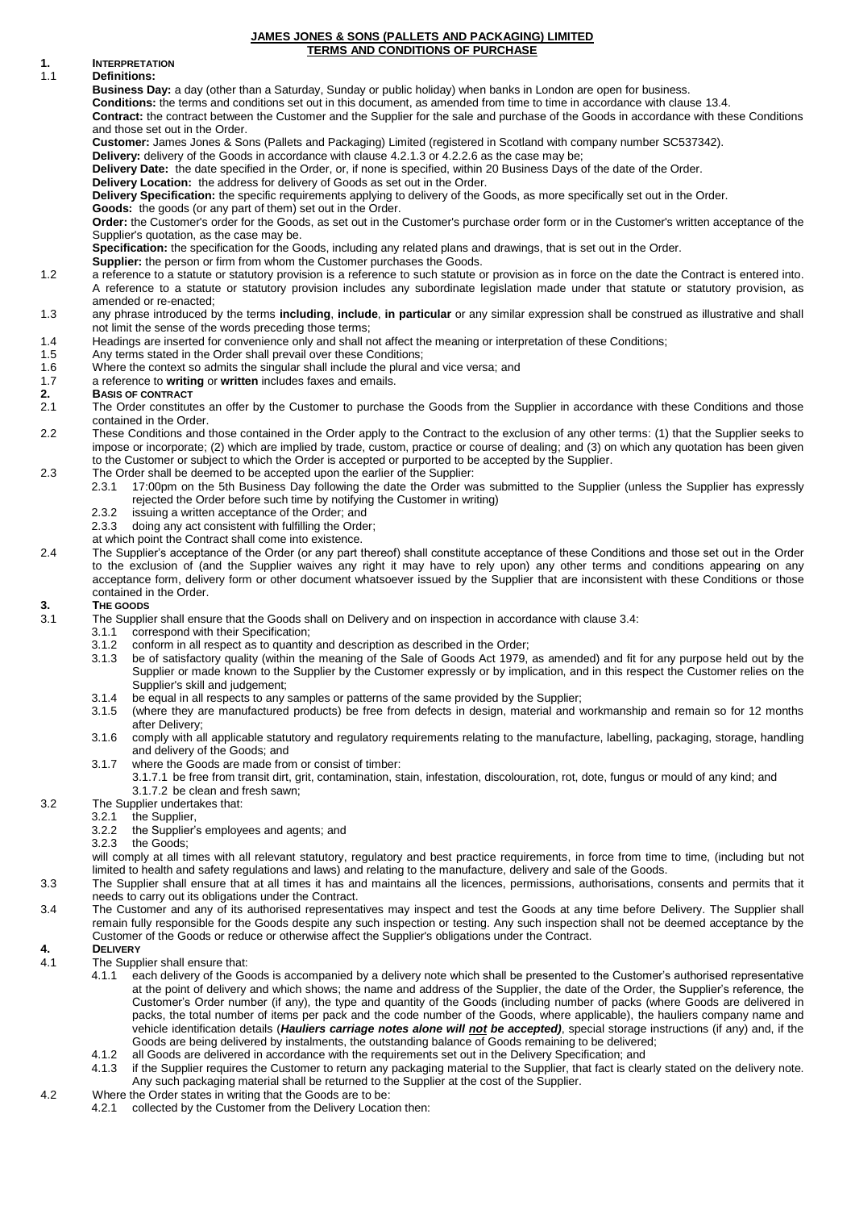**JAMES JONES & SONS (PALLETS AND PACKAGING) LIMITED**
**TERMS AND CONDITIONS OF PURCHASE**

**1. INTERPRETATION**

1.1 **Definitions:**

**Business Day:** a day (other than a Saturday, Sunday or public holiday) when banks in London are open for business.

**Conditions:** the terms and conditions set out in this document, as amended from time to time in accordance with clause 13.4.

**Contract:** the contract between the Customer and the Supplier for the sale and purchase of the Goods in accordance with these Conditions and those set out in the Order.

**Customer:** James Jones & Sons (Pallets and Packaging) Limited (registered in Scotland with company number SC537342).

**Delivery:** delivery of the Goods in accordance with clause 4.2.1.3 or 4.2.2.6 as the case may be;

**Delivery Date:** the date specified in the Order, or, if none is specified, within 20 Business Days of the date of the Order.

**Delivery Location:** the address for delivery of Goods as set out in the Order.

**Delivery Specification:** the specific requirements applying to delivery of the Goods, as more specifically set out in the Order.

**Goods:** the goods (or any part of them) set out in the Order.

**Order:** the Customer's order for the Goods, as set out in the Customer's purchase order form or in the Customer's written acceptance of the Supplier's quotation, as the case may be.

**Specification:** the specification for the Goods, including any related plans and drawings, that is set out in the Order.

**Supplier:** the person or firm from whom the Customer purchases the Goods.

1.2 a reference to a statute or statutory provision is a reference to such statute or provision as in force on the date the Contract is entered into. A reference to a statute or statutory provision includes any subordinate legislation made under that statute or statutory provision, as amended or re-enacted;

1.3 any phrase introduced by the terms **including**, **include**, **in particular** or any similar expression shall be construed as illustrative and shall not limit the sense of the words preceding those terms;

1.4 Headings are inserted for convenience only and shall not affect the meaning or interpretation of these Conditions;

1.5 Any terms stated in the Order shall prevail over these Conditions;

1.6 Where the context so admits the singular shall include the plural and vice versa; and

1.7 a reference to **writing** or **written** includes faxes and emails.

**2. BASIS OF CONTRACT**

2.1 The Order constitutes an offer by the Customer to purchase the Goods from the Supplier in accordance with these Conditions and those contained in the Order.

2.2 These Conditions and those contained in the Order apply to the Contract to the exclusion of any other terms: (1) that the Supplier seeks to impose or incorporate; (2) which are implied by trade, custom, practice or course of dealing; and (3) on which any quotation has been given to the Customer or subject to which the Order is accepted or purported to be accepted by the Supplier.

2.3 The Order shall be deemed to be accepted upon the earlier of the Supplier:

2.3.1 17:00pm on the 5th Business Day following the date the Order was submitted to the Supplier (unless the Supplier has expressly rejected the Order before such time by notifying the Customer in writing)

2.3.2 issuing a written acceptance of the Order; and

2.3.3 doing any act consistent with fulfilling the Order;

at which point the Contract shall come into existence.

2.4 The Supplier's acceptance of the Order (or any part thereof) shall constitute acceptance of these Conditions and those set out in the Order to the exclusion of (and the Supplier waives any right it may have to rely upon) any other terms and conditions appearing on any acceptance form, delivery form or other document whatsoever issued by the Supplier that are inconsistent with these Conditions or those contained in the Order.

**3. THE GOODS**

3.1 The Supplier shall ensure that the Goods shall on Delivery and on inspection in accordance with clause 3.4:

3.1.1 correspond with their Specification;

3.1.2 conform in all respect as to quantity and description as described in the Order;

3.1.3 be of satisfactory quality (within the meaning of the Sale of Goods Act 1979, as amended) and fit for any purpose held out by the Supplier or made known to the Supplier by the Customer expressly or by implication, and in this respect the Customer relies on the Supplier's skill and judgement;

3.1.4 be equal in all respects to any samples or patterns of the same provided by the Supplier;

3.1.5 (where they are manufactured products) be free from defects in design, material and workmanship and remain so for 12 months after Delivery;

3.1.6 comply with all applicable statutory and regulatory requirements relating to the manufacture, labelling, packaging, storage, handling and delivery of the Goods; and

3.1.7 where the Goods are made from or consist of timber:

3.1.7.1 be free from transit dirt, grit, contamination, stain, infestation, discolouration, rot, dote, fungus or mould of any kind; and

3.1.7.2 be clean and fresh sawn;

3.2 The Supplier undertakes that:

3.2.1 the Supplier,

3.2.2 the Supplier's employees and agents; and

3.2.3 the Goods;

will comply at all times with all relevant statutory, regulatory and best practice requirements, in force from time to time, (including but not limited to health and safety regulations and laws) and relating to the manufacture, delivery and sale of the Goods.

3.3 The Supplier shall ensure that at all times it has and maintains all the licences, permissions, authorisations, consents and permits that it needs to carry out its obligations under the Contract.

3.4 The Customer and any of its authorised representatives may inspect and test the Goods at any time before Delivery. The Supplier shall remain fully responsible for the Goods despite any such inspection or testing. Any such inspection shall not be deemed acceptance by the Customer of the Goods or reduce or otherwise affect the Supplier's obligations under the Contract.

**4. DELIVERY**

4.1 The Supplier shall ensure that:

4.1.1 each delivery of the Goods is accompanied by a delivery note which shall be presented to the Customer's authorised representative at the point of delivery and which shows; the name and address of the Supplier, the date of the Order, the Supplier's reference, the Customer's Order number (if any), the type and quantity of the Goods (including number of packs (where Goods are delivered in packs, the total number of items per pack and the code number of the Goods, where applicable), the hauliers company name and vehicle identification details (***Hauliers carriage notes alone will not be accepted)***, special storage instructions (if any) and, if the Goods are being delivered by instalments, the outstanding balance of Goods remaining to be delivered;

4.1.2 all Goods are delivered in accordance with the requirements set out in the Delivery Specification; and

4.1.3 if the Supplier requires the Customer to return any packaging material to the Supplier, that fact is clearly stated on the delivery note. Any such packaging material shall be returned to the Supplier at the cost of the Supplier.

4.2 Where the Order states in writing that the Goods are to be:

4.2.1 collected by the Customer from the Delivery Location then: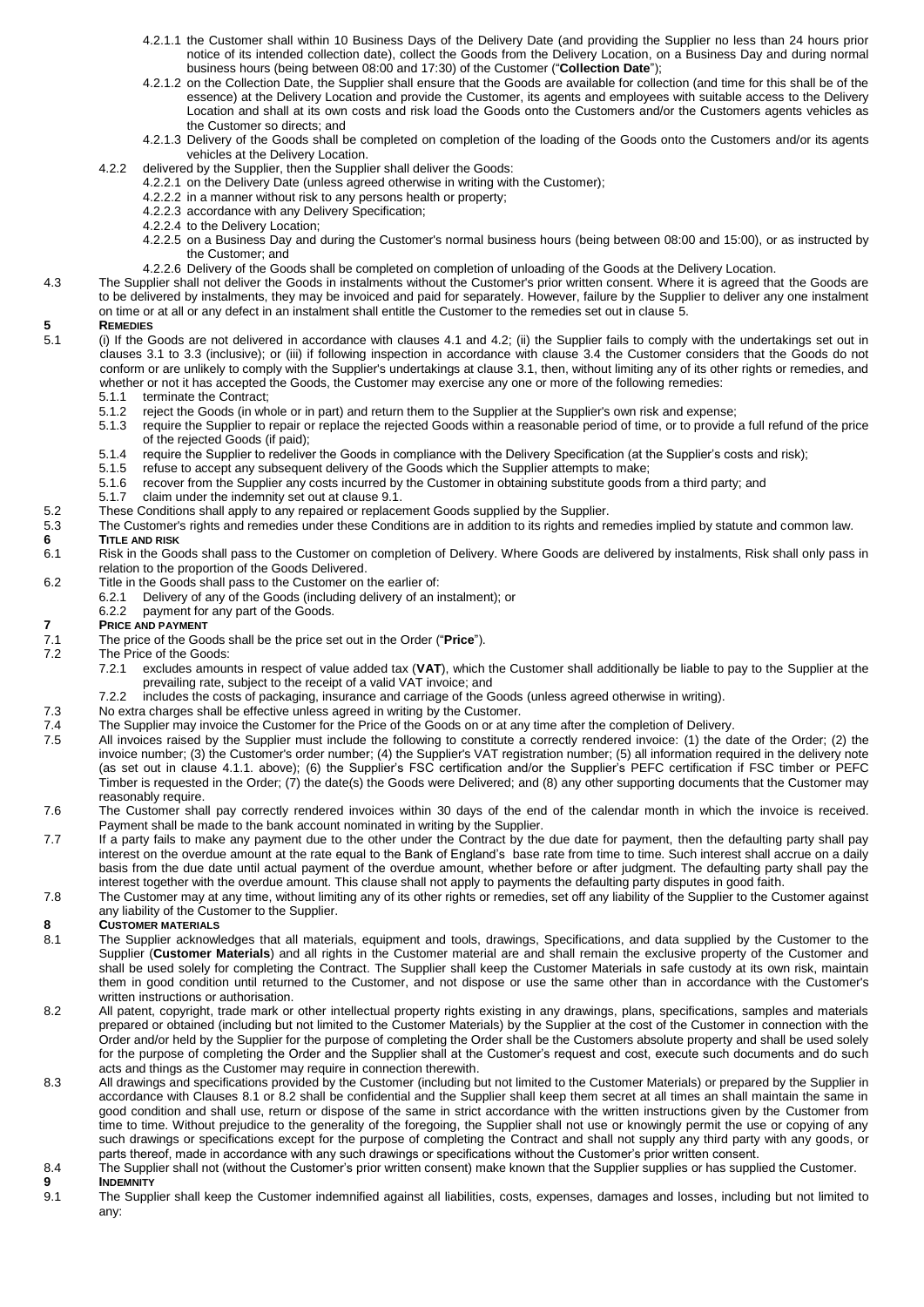4.2.1.1 the Customer shall within 10 Business Days of the Delivery Date (and providing the Supplier no less than 24 hours prior notice of its intended collection date), collect the Goods from the Delivery Location, on a Business Day and during normal business hours (being between 08:00 and 17:30) of the Customer ("**Collection Date**");

4.2.1.2 on the Collection Date, the Supplier shall ensure that the Goods are available for collection (and time for this shall be of the essence) at the Delivery Location and provide the Customer, its agents and employees with suitable access to the Delivery Location and shall at its own costs and risk load the Goods onto the Customers and/or the Customers agents vehicles as the Customer so directs; and

4.2.1.3 Delivery of the Goods shall be completed on completion of the loading of the Goods onto the Customers and/or its agents vehicles at the Delivery Location.

4.2.2 delivered by the Supplier, then the Supplier shall deliver the Goods:

4.2.2.1 on the Delivery Date (unless agreed otherwise in writing with the Customer);

4.2.2.2 in a manner without risk to any persons health or property;

4.2.2.3 accordance with any Delivery Specification;

4.2.2.4 to the Delivery Location;

4.2.2.5 on a Business Day and during the Customer's normal business hours (being between 08:00 and 15:00), or as instructed by the Customer; and

4.2.2.6 Delivery of the Goods shall be completed on completion of unloading of the Goods at the Delivery Location.

4.3 The Supplier shall not deliver the Goods in instalments without the Customer's prior written consent. Where it is agreed that the Goods are to be delivered by instalments, they may be invoiced and paid for separately. However, failure by the Supplier to deliver any one instalment on time or at all or any defect in an instalment shall entitle the Customer to the remedies set out in clause 5.

## 5 REMEDIES

5.1 (i) If the Goods are not delivered in accordance with clauses 4.1 and 4.2; (ii) the Supplier fails to comply with the undertakings set out in clauses 3.1 to 3.3 (inclusive); or (iii) if following inspection in accordance with clause 3.4 the Customer considers that the Goods do not conform or are unlikely to comply with the Supplier's undertakings at clause 3.1, then, without limiting any of its other rights or remedies, and whether or not it has accepted the Goods, the Customer may exercise any one or more of the following remedies:

5.1.1 terminate the Contract;

5.1.2 reject the Goods (in whole or in part) and return them to the Supplier at the Supplier's own risk and expense;

5.1.3 require the Supplier to repair or replace the rejected Goods within a reasonable period of time, or to provide a full refund of the price of the rejected Goods (if paid);

5.1.4 require the Supplier to redeliver the Goods in compliance with the Delivery Specification (at the Supplier's costs and risk);

5.1.5 refuse to accept any subsequent delivery of the Goods which the Supplier attempts to make;

5.1.6 recover from the Supplier any costs incurred by the Customer in obtaining substitute goods from a third party; and

5.1.7 claim under the indemnity set out at clause 9.1.

5.2 These Conditions shall apply to any repaired or replacement Goods supplied by the Supplier.

5.3 The Customer's rights and remedies under these Conditions are in addition to its rights and remedies implied by statute and common law.

## 6 TITLE AND RISK

6.1 Risk in the Goods shall pass to the Customer on completion of Delivery. Where Goods are delivered by instalments, Risk shall only pass in relation to the proportion of the Goods Delivered.

6.2 Title in the Goods shall pass to the Customer on the earlier of:

6.2.1 Delivery of any of the Goods (including delivery of an instalment); or

6.2.2 payment for any part of the Goods.

## 7 PRICE AND PAYMENT

7.1 The price of the Goods shall be the price set out in the Order ("**Price**").

7.2 The Price of the Goods:

7.2.1 excludes amounts in respect of value added tax (**VAT**), which the Customer shall additionally be liable to pay to the Supplier at the prevailing rate, subject to the receipt of a valid VAT invoice; and

7.2.2 includes the costs of packaging, insurance and carriage of the Goods (unless agreed otherwise in writing).

7.3 No extra charges shall be effective unless agreed in writing by the Customer.

7.4 The Supplier may invoice the Customer for the Price of the Goods on or at any time after the completion of Delivery.

7.5 All invoices raised by the Supplier must include the following to constitute a correctly rendered invoice: (1) the date of the Order; (2) the invoice number; (3) the Customer's order number; (4) the Supplier's VAT registration number; (5) all information required in the delivery note (as set out in clause 4.1.1. above); (6) the Supplier's FSC certification and/or the Supplier's PEFC certification if FSC timber or PEFC Timber is requested in the Order; (7) the date(s) the Goods were Delivered; and (8) any other supporting documents that the Customer may reasonably require.

7.6 The Customer shall pay correctly rendered invoices within 30 days of the end of the calendar month in which the invoice is received. Payment shall be made to the bank account nominated in writing by the Supplier.

7.7 If a party fails to make any payment due to the other under the Contract by the due date for payment, then the defaulting party shall pay interest on the overdue amount at the rate equal to the Bank of England's base rate from time to time. Such interest shall accrue on a daily basis from the due date until actual payment of the overdue amount, whether before or after judgment. The defaulting party shall pay the interest together with the overdue amount. This clause shall not apply to payments the defaulting party disputes in good faith.

7.8 The Customer may at any time, without limiting any of its other rights or remedies, set off any liability of the Supplier to the Customer against any liability of the Customer to the Supplier.

## 8 CUSTOMER MATERIALS

8.1 The Supplier acknowledges that all materials, equipment and tools, drawings, Specifications, and data supplied by the Customer to the Supplier (**Customer Materials**) and all rights in the Customer material are and shall remain the exclusive property of the Customer and shall be used solely for completing the Contract. The Supplier shall keep the Customer Materials in safe custody at its own risk, maintain them in good condition until returned to the Customer, and not dispose or use the same other than in accordance with the Customer's written instructions or authorisation.

8.2 All patent, copyright, trade mark or other intellectual property rights existing in any drawings, plans, specifications, samples and materials prepared or obtained (including but not limited to the Customer Materials) by the Supplier at the cost of the Customer in connection with the Order and/or held by the Supplier for the purpose of completing the Order shall be the Customers absolute property and shall be used solely for the purpose of completing the Order and the Supplier shall at the Customer's request and cost, execute such documents and do such acts and things as the Customer may require in connection therewith.

8.3 All drawings and specifications provided by the Customer (including but not limited to the Customer Materials) or prepared by the Supplier in accordance with Clauses 8.1 or 8.2 shall be confidential and the Supplier shall keep them secret at all times an shall maintain the same in good condition and shall use, return or dispose of the same in strict accordance with the written instructions given by the Customer from time to time. Without prejudice to the generality of the foregoing, the Supplier shall not use or knowingly permit the use or copying of any such drawings or specifications except for the purpose of completing the Contract and shall not supply any third party with any goods, or parts thereof, made in accordance with any such drawings or specifications without the Customer's prior written consent.

8.4 The Supplier shall not (without the Customer's prior written consent) make known that the Supplier supplies or has supplied the Customer.

## 9 INDEMNITY

9.1 The Supplier shall keep the Customer indemnified against all liabilities, costs, expenses, damages and losses, including but not limited to any: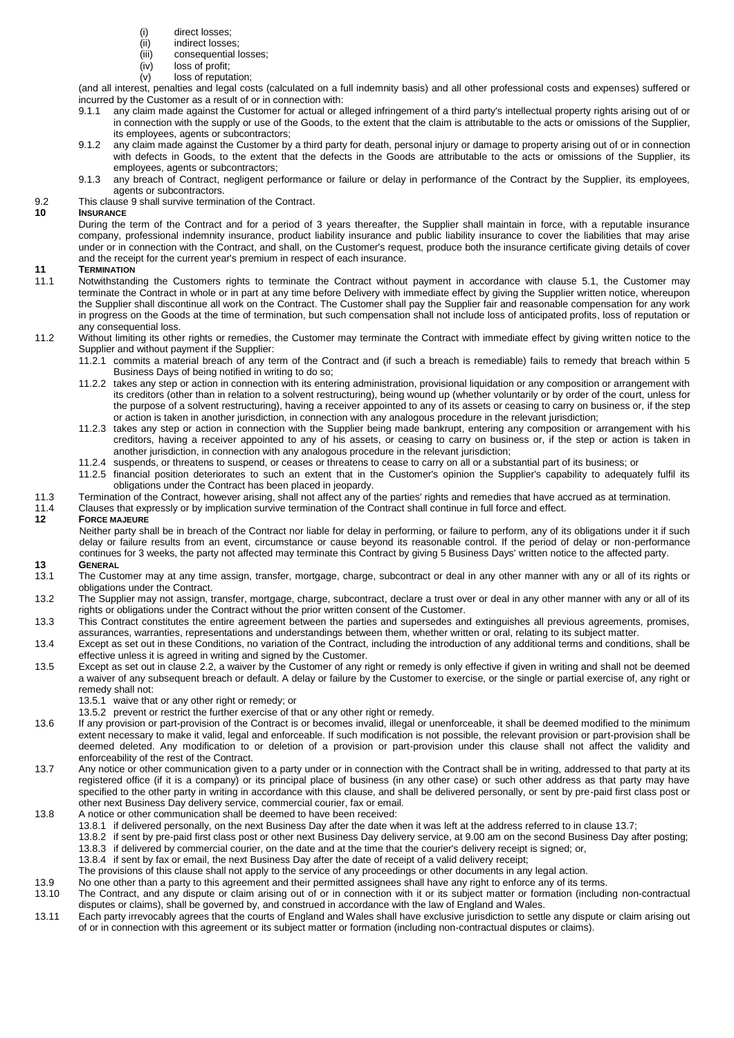(i) direct losses;
(ii) indirect losses;
(iii) consequential losses;
(iv) loss of profit;
(v) loss of reputation;

(and all interest, penalties and legal costs (calculated on a full indemnity basis) and all other professional costs and expenses) suffered or incurred by the Customer as a result of or in connection with:

9.1.1 any claim made against the Customer for actual or alleged infringement of a third party's intellectual property rights arising out of or in connection with the supply or use of the Goods, to the extent that the claim is attributable to the acts or omissions of the Supplier, its employees, agents or subcontractors;

9.1.2 any claim made against the Customer by a third party for death, personal injury or damage to property arising out of or in connection with defects in Goods, to the extent that the defects in the Goods are attributable to the acts or omissions of the Supplier, its employees, agents or subcontractors;

9.1.3 any breach of Contract, negligent performance or failure or delay in performance of the Contract by the Supplier, its employees, agents or subcontractors.

9.2 This clause 9 shall survive termination of the Contract.

## 10 INSURANCE

During the term of the Contract and for a period of 3 years thereafter, the Supplier shall maintain in force, with a reputable insurance company, professional indemnity insurance, product liability insurance and public liability insurance to cover the liabilities that may arise under or in connection with the Contract, and shall, on the Customer's request, produce both the insurance certificate giving details of cover and the receipt for the current year's premium in respect of each insurance.

## 11 TERMINATION

11.1 Notwithstanding the Customers rights to terminate the Contract without payment in accordance with clause 5.1, the Customer may terminate the Contract in whole or in part at any time before Delivery with immediate effect by giving the Supplier written notice, whereupon the Supplier shall discontinue all work on the Contract. The Customer shall pay the Supplier fair and reasonable compensation for any work in progress on the Goods at the time of termination, but such compensation shall not include loss of anticipated profits, loss of reputation or any consequential loss.

11.2 Without limiting its other rights or remedies, the Customer may terminate the Contract with immediate effect by giving written notice to the Supplier and without payment if the Supplier:

11.2.1 commits a material breach of any term of the Contract and (if such a breach is remediable) fails to remedy that breach within 5 Business Days of being notified in writing to do so;

11.2.2 takes any step or action in connection with its entering administration, provisional liquidation or any composition or arrangement with its creditors (other than in relation to a solvent restructuring), being wound up (whether voluntarily or by order of the court, unless for the purpose of a solvent restructuring), having a receiver appointed to any of its assets or ceasing to carry on business or, if the step or action is taken in another jurisdiction, in connection with any analogous procedure in the relevant jurisdiction;

11.2.3 takes any step or action in connection with the Supplier being made bankrupt, entering any composition or arrangement with his creditors, having a receiver appointed to any of his assets, or ceasing to carry on business or, if the step or action is taken in another jurisdiction, in connection with any analogous procedure in the relevant jurisdiction;

11.2.4 suspends, or threatens to suspend, or ceases or threatens to cease to carry on all or a substantial part of its business; or

11.2.5 financial position deteriorates to such an extent that in the Customer's opinion the Supplier's capability to adequately fulfil its obligations under the Contract has been placed in jeopardy.

11.3 Termination of the Contract, however arising, shall not affect any of the parties' rights and remedies that have accrued as at termination.

11.4 Clauses that expressly or by implication survive termination of the Contract shall continue in full force and effect.

## 12 FORCE MAJEURE

Neither party shall be in breach of the Contract nor liable for delay in performing, or failure to perform, any of its obligations under it if such delay or failure results from an event, circumstance or cause beyond its reasonable control. If the period of delay or non-performance continues for 3 weeks, the party not affected may terminate this Contract by giving 5 Business Days' written notice to the affected party.

## 13 GENERAL

13.1 The Customer may at any time assign, transfer, mortgage, charge, subcontract or deal in any other manner with any or all of its rights or obligations under the Contract.

13.2 The Supplier may not assign, transfer, mortgage, charge, subcontract, declare a trust over or deal in any other manner with any or all of its rights or obligations under the Contract without the prior written consent of the Customer.

13.3 This Contract constitutes the entire agreement between the parties and supersedes and extinguishes all previous agreements, promises, assurances, warranties, representations and understandings between them, whether written or oral, relating to its subject matter.

13.4 Except as set out in these Conditions, no variation of the Contract, including the introduction of any additional terms and conditions, shall be effective unless it is agreed in writing and signed by the Customer.

13.5 Except as set out in clause 2.2, a waiver by the Customer of any right or remedy is only effective if given in writing and shall not be deemed a waiver of any subsequent breach or default. A delay or failure by the Customer to exercise, or the single or partial exercise of, any right or remedy shall not:

13.5.1 waive that or any other right or remedy; or

13.5.2 prevent or restrict the further exercise of that or any other right or remedy.

13.6 If any provision or part-provision of the Contract is or becomes invalid, illegal or unenforceable, it shall be deemed modified to the minimum extent necessary to make it valid, legal and enforceable. If such modification is not possible, the relevant provision or part-provision shall be deemed deleted. Any modification to or deletion of a provision or part-provision under this clause shall not affect the validity and enforceability of the rest of the Contract.

13.7 Any notice or other communication given to a party under or in connection with the Contract shall be in writing, addressed to that party at its registered office (if it is a company) or its principal place of business (in any other case) or such other address as that party may have specified to the other party in writing in accordance with this clause, and shall be delivered personally, or sent by pre-paid first class post or other next Business Day delivery service, commercial courier, fax or email.

13.8 A notice or other communication shall be deemed to have been received:

13.8.1 if delivered personally, on the next Business Day after the date when it was left at the address referred to in clause 13.7;

13.8.2 if sent by pre-paid first class post or other next Business Day delivery service, at 9.00 am on the second Business Day after posting;

13.8.3 if delivered by commercial courier, on the date and at the time that the courier's delivery receipt is signed; or,

13.8.4 if sent by fax or email, the next Business Day after the date of receipt of a valid delivery receipt;

The provisions of this clause shall not apply to the service of any proceedings or other documents in any legal action.

13.9 No one other than a party to this agreement and their permitted assignees shall have any right to enforce any of its terms.

13.10 The Contract, and any dispute or claim arising out of or in connection with it or its subject matter or formation (including non-contractual disputes or claims), shall be governed by, and construed in accordance with the law of England and Wales.

13.11 Each party irrevocably agrees that the courts of England and Wales shall have exclusive jurisdiction to settle any dispute or claim arising out of or in connection with this agreement or its subject matter or formation (including non-contractual disputes or claims).